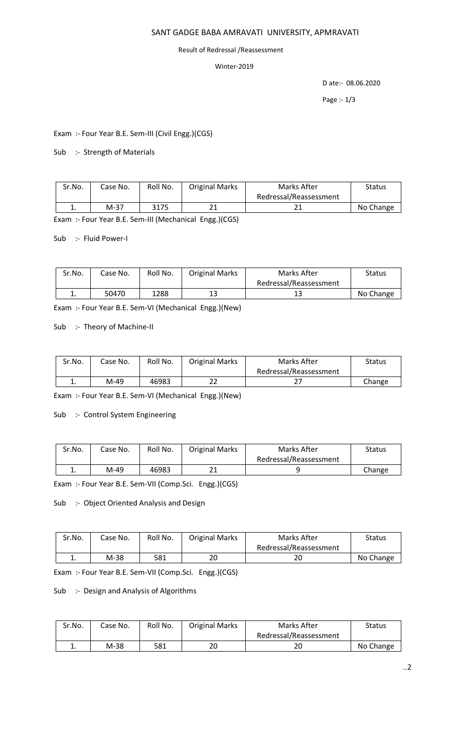# SANT GADGE BABA AMRAVATI UNIVERSITY, APMRAVATI

Result of Redressal /Reassessment

Winter-2019

D ate:- 08.06.2020

Exam :- Four Year B.E. Sem-III (Civil Engg.)(CGS)

Sub :- Strength of Materials

| Sr.No. | Case No. | Roll No. | Original Marks | Marks After Redressal/Reassessment | Status |
|---|---|---|---|---|---|
| 1. | M-37 | 3175 | 21 | 21 | No Change |

Exam :- Four Year B.E. Sem-III (Mechanical Engg.)(CGS)

Sub :- Fluid Power-I

| Sr.No. | Case No. | Roll No. | Original Marks | Marks After Redressal/Reassessment | Status |
|---|---|---|---|---|---|
| 1. | 50470 | 1288 | 13 | 13 | No Change |

Exam :- Four Year B.E. Sem-VI (Mechanical Engg.)(New)

Sub :- Theory of Machine-II

| Sr.No. | Case No. | Roll No. | Original Marks | Marks After Redressal/Reassessment | Status |
|---|---|---|---|---|---|
| 1. | M-49 | 46983 | 22 | 27 | Change |

Exam :- Four Year B.E. Sem-VI (Mechanical Engg.)(New)

Sub :- Control System Engineering

| Sr.No. | Case No. | Roll No. | Original Marks | Marks After Redressal/Reassessment | Status |
|---|---|---|---|---|---|
| 1. | M-49 | 46983 | 21 | 9 | Change |

Exam :- Four Year B.E. Sem-VII (Comp.Sci. Engg.)(CGS)

Sub :- Object Oriented Analysis and Design

| Sr.No. | Case No. | Roll No. | Original Marks | Marks After Redressal/Reassessment | Status |
|---|---|---|---|---|---|
| 1. | M-38 | 581 | 20 | 20 | No Change |

Exam :- Four Year B.E. Sem-VII (Comp.Sci. Engg.)(CGS)

Sub :- Design and Analysis of Algorithms

| Sr.No. | Case No. | Roll No. | Original Marks | Marks After Redressal/Reassessment | Status |
|---|---|---|---|---|---|
| 1. | M-38 | 581 | 20 | 20 | No Change |

..2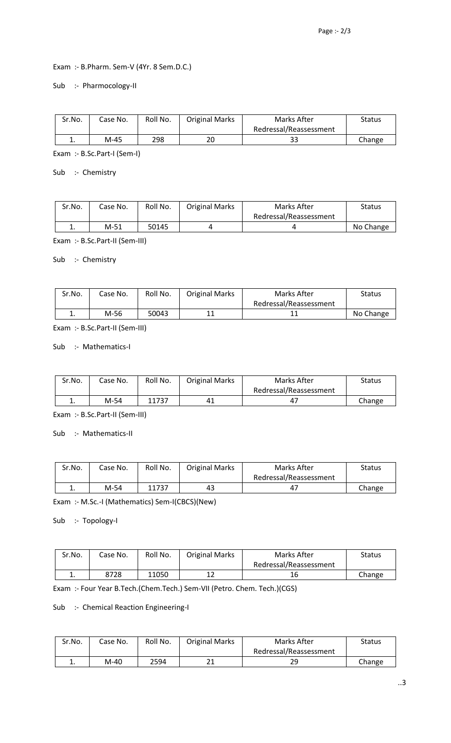Exam :- B.Pharm. Sem-V (4Yr. 8 Sem.D.C.)

Sub :- Pharmocology-II

| Sr.No. | Case No. | Roll No. | Original Marks | Marks After Redressal/Reassessment | Status |
|---|---|---|---|---|---|
| 1. | M-45 | 298 | 20 | 33 | Change |

Exam :- B.Sc.Part-I (Sem-I)

Sub :- Chemistry

| Sr.No. | Case No. | Roll No. | Original Marks | Marks After Redressal/Reassessment | Status |
|---|---|---|---|---|---|
| 1. | M-51 | 50145 | 4 | 4 | No Change |

Exam :- B.Sc.Part-II (Sem-III)

Sub :- Chemistry

| Sr.No. | Case No. | Roll No. | Original Marks | Marks After Redressal/Reassessment | Status |
|---|---|---|---|---|---|
| 1. | M-56 | 50043 | 11 | 11 | No Change |

Exam :- B.Sc.Part-II (Sem-III)

Sub :- Mathematics-I

| Sr.No. | Case No. | Roll No. | Original Marks | Marks After Redressal/Reassessment | Status |
|---|---|---|---|---|---|
| 1. | M-54 | 11737 | 41 | 47 | Change |

Exam :- B.Sc.Part-II (Sem-III)

Sub :- Mathematics-II

| Sr.No. | Case No. | Roll No. | Original Marks | Marks After Redressal/Reassessment | Status |
|---|---|---|---|---|---|
| 1. | M-54 | 11737 | 43 | 47 | Change |

Exam :- M.Sc.-I (Mathematics) Sem-I(CBCS)(New)

Sub :- Topology-I

| Sr.No. | Case No. | Roll No. | Original Marks | Marks After Redressal/Reassessment | Status |
|---|---|---|---|---|---|
| 1. | 8728 | 11050 | 12 | 16 | Change |

Exam :- Four Year B.Tech.(Chem.Tech.) Sem-VII (Petro. Chem. Tech.)(CGS)

Sub :- Chemical Reaction Engineering-I

| Sr.No. | Case No. | Roll No. | Original Marks | Marks After Redressal/Reassessment | Status |
|---|---|---|---|---|---|
| 1. | M-40 | 2594 | 21 | 29 | Change |

..3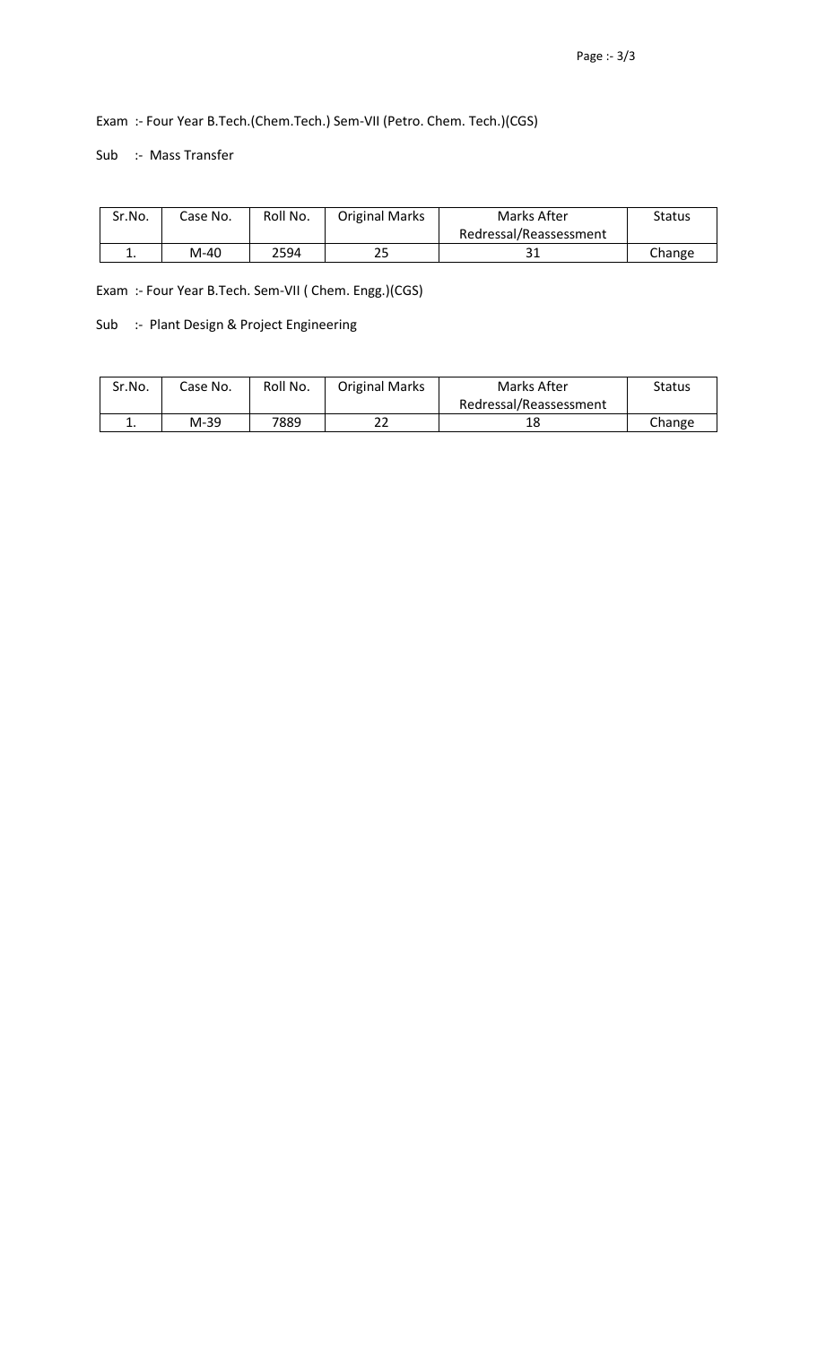Exam :- Four Year B.Tech.(Chem.Tech.) Sem-VII (Petro. Chem. Tech.)(CGS)

Sub :- Mass Transfer

| Sr.No. | Case No. | Roll No. | Original Marks | Marks After Redressal/Reassessment | Status |
|---|---|---|---|---|---|
| 1. | M-40 | 2594 | 25 | 31 | Change |

Exam :- Four Year B.Tech. Sem-VII ( Chem. Engg.)(CGS)

Sub :- Plant Design & Project Engineering

| Sr.No. | Case No. | Roll No. | Original Marks | Marks After Redressal/Reassessment | Status |
|---|---|---|---|---|---|
| 1. | M-39 | 7889 | 22 | 18 | Change |